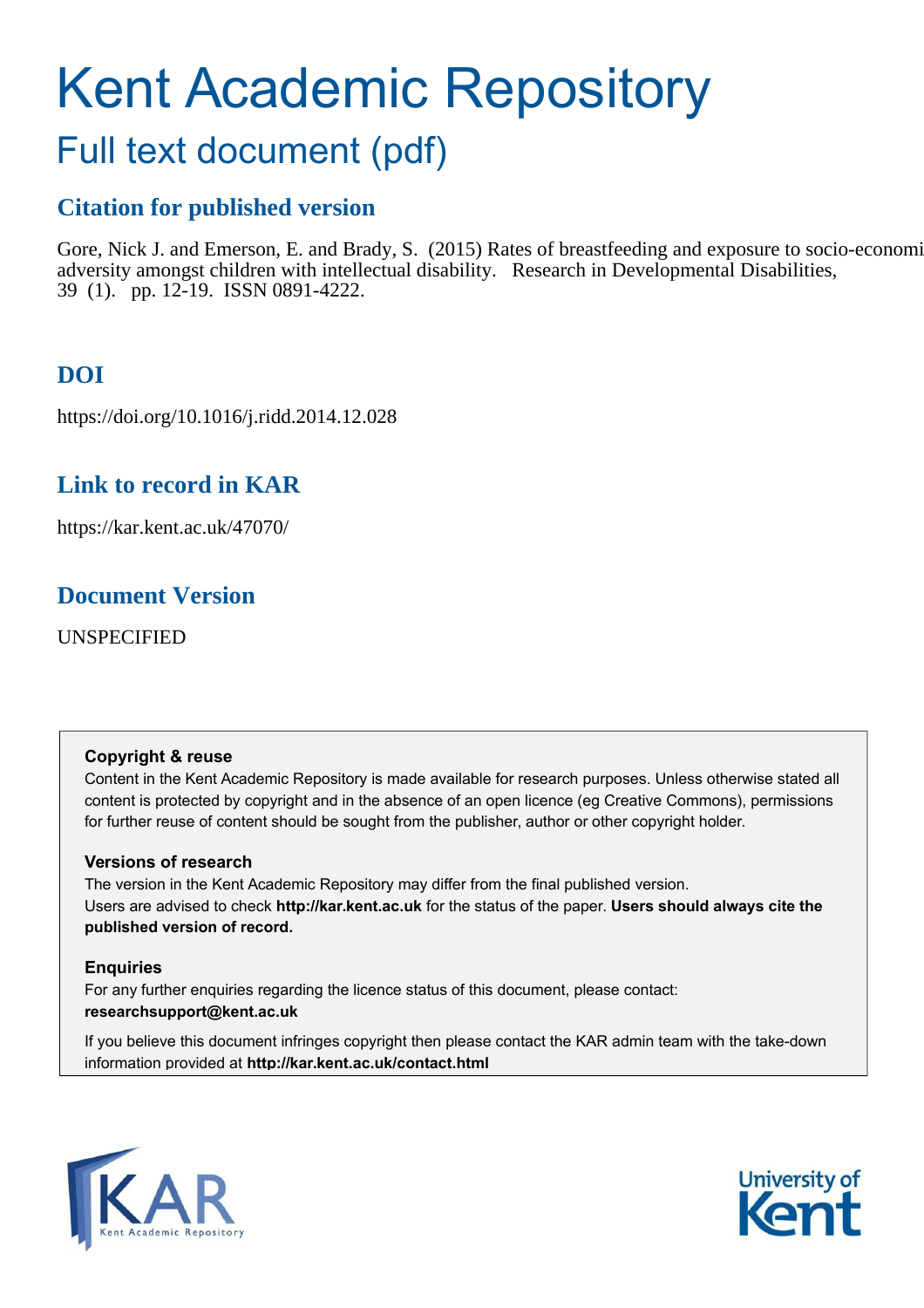# Kent Academic Repository

## Full text document (pdf)

### Citation for published version

Gore, Nick J. and Emerson, E. and Brady, S. (2015) Rates of breastfeeding and exposure to socio-economic adversity amongst children with intellectual disability. Research in Developmental Disabilities, 39 (1). pp. 12-19. ISSN 0891-4222.

### DOI

https://doi.org/10.1016/j.ridd.2014.12.028

### Link to record in KAR

https://kar.kent.ac.uk/47070/

### Document Version

UNSPECIFIED

**Copyright & reuse**

Content in the Kent Academic Repository is made available for research purposes. Unless otherwise stated all content is protected by copyright and in the absence of an open licence (eg Creative Commons), permissions for further reuse of content should be sought from the publisher, author or other copyright holder.

**Versions of research**

The version in the Kent Academic Repository may differ from the final published version. Users are advised to check **http://kar.kent.ac.uk** for the status of the paper. **Users should always cite the published version of record.**

**Enquiries**

For any further enquiries regarding the licence status of this document, please contact: **researchsupport@kent.ac.uk**

If you believe this document infringes copyright then please contact the KAR admin team with the take-down information provided at **http://kar.kent.ac.uk/contact.html**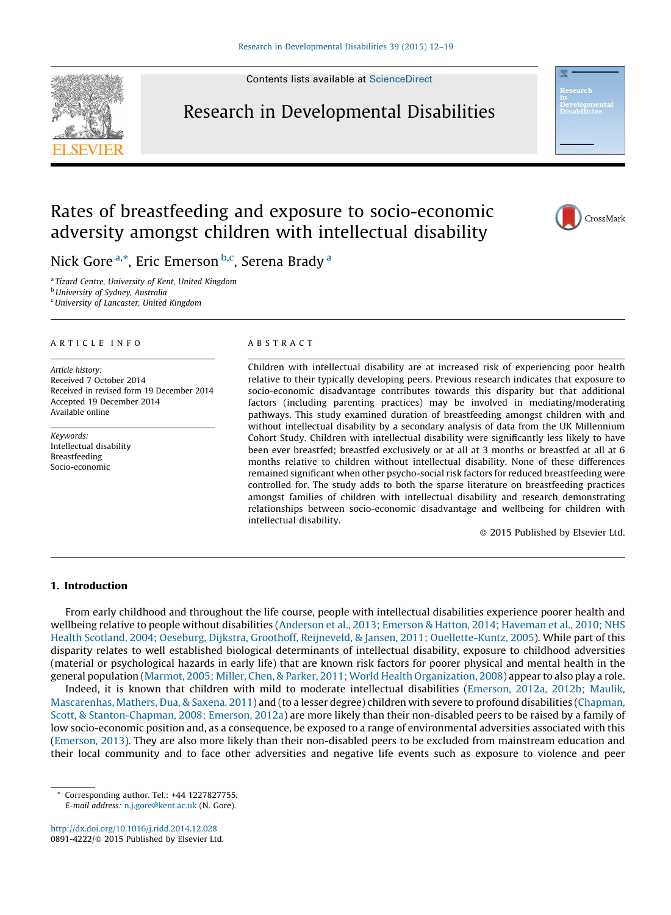# Rates of breastfeeding and exposure to socio-economic adversity amongst children with intellectual disability

Nick Gore [a,*], Eric Emerson [b,c], Serena Brady [a]

[a] Tizard Centre, University of Kent, United Kingdom
[b] University of Sydney, Australia
[c] University of Lancaster, United Kingdom

## ARTICLE INFO

*Article history:*
Received 7 October 2014
Received in revised form 19 December 2014
Accepted 19 December 2014
Available online

*Keywords:*
Intellectual disability
Breastfeeding
Socio-economic

## ABSTRACT

Children with intellectual disability are at increased risk of experiencing poor health relative to their typically developing peers. Previous research indicates that exposure to socio-economic disadvantage contributes towards this disparity but that additional factors (including parenting practices) may be involved in mediating/moderating pathways. This study examined duration of breastfeeding amongst children with and without intellectual disability by a secondary analysis of data from the UK Millennium Cohort Study. Children with intellectual disability were significantly less likely to have been ever breastfed; breastfed exclusively or at all at 3 months or breastfed at all at 6 months relative to children without intellectual disability. None of these differences remained significant when other psycho-social risk factors for reduced breastfeeding were controlled for. The study adds to both the sparse literature on breastfeeding practices amongst families of children with intellectual disability and research demonstrating relationships between socio-economic disadvantage and wellbeing for children with intellectual disability.

© 2015 Published by Elsevier Ltd.

## 1. Introduction

From early childhood and throughout the life course, people with intellectual disabilities experience poorer health and wellbeing relative to people without disabilities (Anderson et al., 2013; Emerson & Hatton, 2014; Haveman et al., 2010; NHS Health Scotland, 2004; Oeseburg, Dijkstra, Groothoff, Reijneveld, & Jansen, 2011; Ouellette-Kuntz, 2005). While part of this disparity relates to well established biological determinants of intellectual disability, exposure to childhood adversities (material or psychological hazards in early life) that are known risk factors for poorer physical and mental health in the general population (Marmot, 2005; Miller, Chen, & Parker, 2011; World Health Organization, 2008) appear to also play a role.

Indeed, it is known that children with mild to moderate intellectual disabilities (Emerson, 2012a, 2012b; Maulik, Mascarenhas, Mathers, Dua, & Saxena, 2011) and (to a lesser degree) children with severe to profound disabilities (Chapman, Scott, & Stanton-Chapman, 2008; Emerson, 2012a) are more likely than their non-disabled peers to be raised by a family of low socio-economic position and, as a consequence, be exposed to a range of environmental adversities associated with this (Emerson, 2013). They are also more likely than their non-disabled peers to be excluded from mainstream education and their local community and to face other adversities and negative life events such as exposure to violence and peer

* Corresponding author. Tel.: +44 1227827755.
*E-mail address:* n.j.gore@kent.ac.uk (N. Gore).

http://dx.doi.org/10.1016/j.ridd.2014.12.028
0891-4222/© 2015 Published by Elsevier Ltd.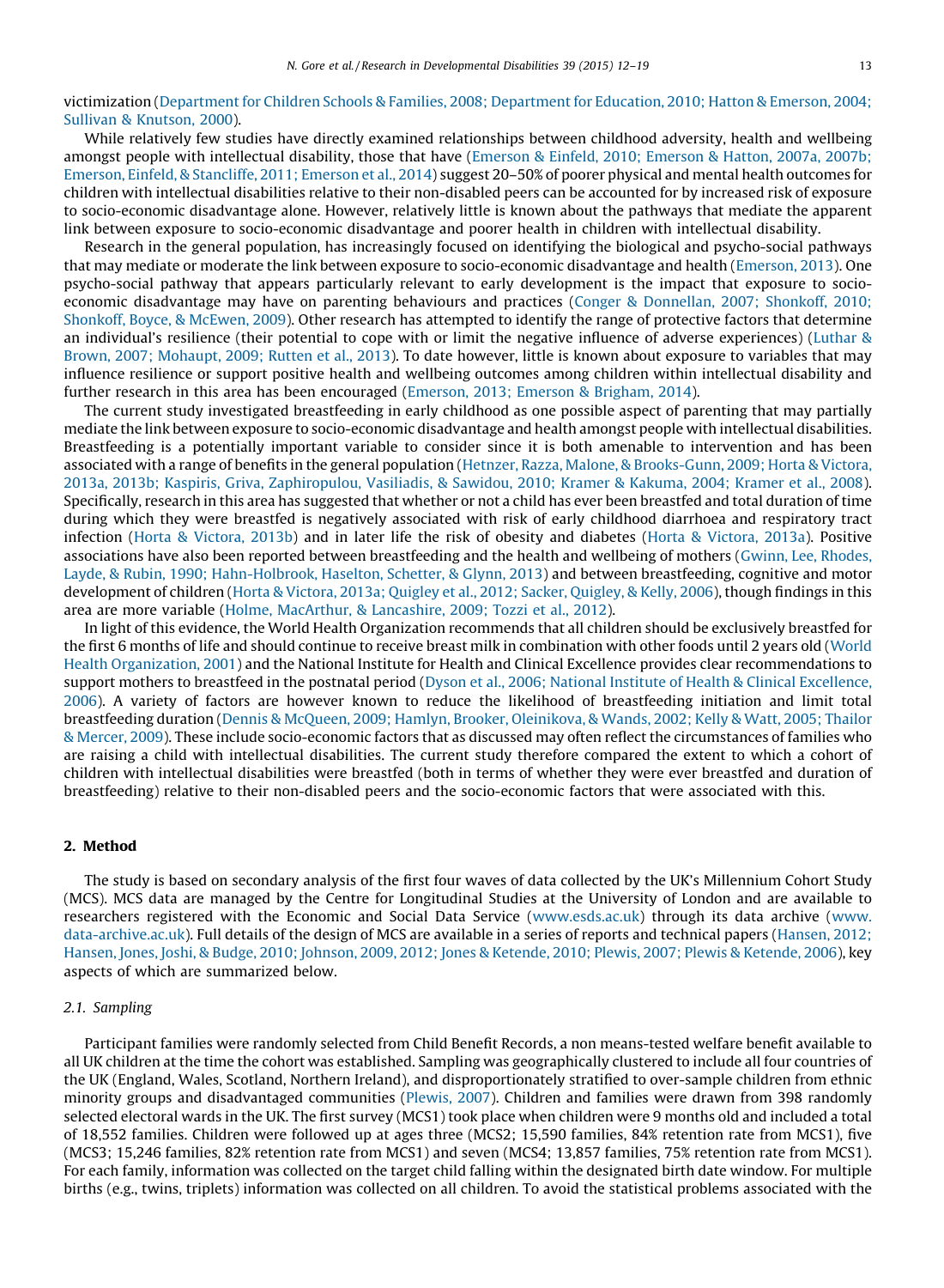victimization (Department for Children Schools & Families, 2008; Department for Education, 2010; Hatton & Emerson, 2004; Sullivan & Knutson, 2000).

While relatively few studies have directly examined relationships between childhood adversity, health and wellbeing amongst people with intellectual disability, those that have (Emerson & Einfeld, 2010; Emerson & Hatton, 2007a, 2007b; Emerson, Einfeld, & Stancliffe, 2011; Emerson et al., 2014) suggest 20–50% of poorer physical and mental health outcomes for children with intellectual disabilities relative to their non-disabled peers can be accounted for by increased risk of exposure to socio-economic disadvantage alone. However, relatively little is known about the pathways that mediate the apparent link between exposure to socio-economic disadvantage and poorer health in children with intellectual disability.

Research in the general population, has increasingly focused on identifying the biological and psycho-social pathways that may mediate or moderate the link between exposure to socio-economic disadvantage and health (Emerson, 2013). One psycho-social pathway that appears particularly relevant to early development is the impact that exposure to socio-economic disadvantage may have on parenting behaviours and practices (Conger & Donnellan, 2007; Shonkoff, 2010; Shonkoff, Boyce, & McEwen, 2009). Other research has attempted to identify the range of protective factors that determine an individual's resilience (their potential to cope with or limit the negative influence of adverse experiences) (Luthar & Brown, 2007; Mohaupt, 2009; Rutten et al., 2013). To date however, little is known about exposure to variables that may influence resilience or support positive health and wellbeing outcomes among children within intellectual disability and further research in this area has been encouraged (Emerson, 2013; Emerson & Brigham, 2014).

The current study investigated breastfeeding in early childhood as one possible aspect of parenting that may partially mediate the link between exposure to socio-economic disadvantage and health amongst people with intellectual disabilities. Breastfeeding is a potentially important variable to consider since it is both amenable to intervention and has been associated with a range of benefits in the general population (Hetnzer, Razza, Malone, & Brooks-Gunn, 2009; Horta & Victora, 2013a, 2013b; Kaspiris, Griva, Zaphiropulou, Vasiliadis, & Sawidou, 2010; Kramer & Kakuma, 2004; Kramer et al., 2008). Specifically, research in this area has suggested that whether or not a child has ever been breastfed and total duration of time during which they were breastfed is negatively associated with risk of early childhood diarrhoea and respiratory tract infection (Horta & Victora, 2013b) and in later life the risk of obesity and diabetes (Horta & Victora, 2013a). Positive associations have also been reported between breastfeeding and the health and wellbeing of mothers (Gwinn, Lee, Rhodes, Layde, & Rubin, 1990; Hahn-Holbrook, Haselton, Schetter, & Glynn, 2013) and between breastfeeding, cognitive and motor development of children (Horta & Victora, 2013a; Quigley et al., 2012; Sacker, Quigley, & Kelly, 2006), though findings in this area are more variable (Holme, MacArthur, & Lancashire, 2009; Tozzi et al., 2012).

In light of this evidence, the World Health Organization recommends that all children should be exclusively breastfed for the first 6 months of life and should continue to receive breast milk in combination with other foods until 2 years old (World Health Organization, 2001) and the National Institute for Health and Clinical Excellence provides clear recommendations to support mothers to breastfeed in the postnatal period (Dyson et al., 2006; National Institute of Health & Clinical Excellence, 2006). A variety of factors are however known to reduce the likelihood of breastfeeding initiation and limit total breastfeeding duration (Dennis & McQueen, 2009; Hamlyn, Brooker, Oleinikova, & Wands, 2002; Kelly & Watt, 2005; Thailor & Mercer, 2009). These include socio-economic factors that as discussed may often reflect the circumstances of families who are raising a child with intellectual disabilities. The current study therefore compared the extent to which a cohort of children with intellectual disabilities were breastfed (both in terms of whether they were ever breastfed and duration of breastfeeding) relative to their non-disabled peers and the socio-economic factors that were associated with this.

## 2. Method

The study is based on secondary analysis of the first four waves of data collected by the UK's Millennium Cohort Study (MCS). MCS data are managed by the Centre for Longitudinal Studies at the University of London and are available to researchers registered with the Economic and Social Data Service (www.esds.ac.uk) through its data archive (www.data-archive.ac.uk). Full details of the design of MCS are available in a series of reports and technical papers (Hansen, 2012; Hansen, Jones, Joshi, & Budge, 2010; Johnson, 2009, 2012; Jones & Ketende, 2010; Plewis, 2007; Plewis & Ketende, 2006), key aspects of which are summarized below.

### 2.1. Sampling

Participant families were randomly selected from Child Benefit Records, a non means-tested welfare benefit available to all UK children at the time the cohort was established. Sampling was geographically clustered to include all four countries of the UK (England, Wales, Scotland, Northern Ireland), and disproportionately stratified to over-sample children from ethnic minority groups and disadvantaged communities (Plewis, 2007). Children and families were drawn from 398 randomly selected electoral wards in the UK. The first survey (MCS1) took place when children were 9 months old and included a total of 18,552 families. Children were followed up at ages three (MCS2; 15,590 families, 84% retention rate from MCS1), five (MCS3; 15,246 families, 82% retention rate from MCS1) and seven (MCS4; 13,857 families, 75% retention rate from MCS1). For each family, information was collected on the target child falling within the designated birth date window. For multiple births (e.g., twins, triplets) information was collected on all children. To avoid the statistical problems associated with the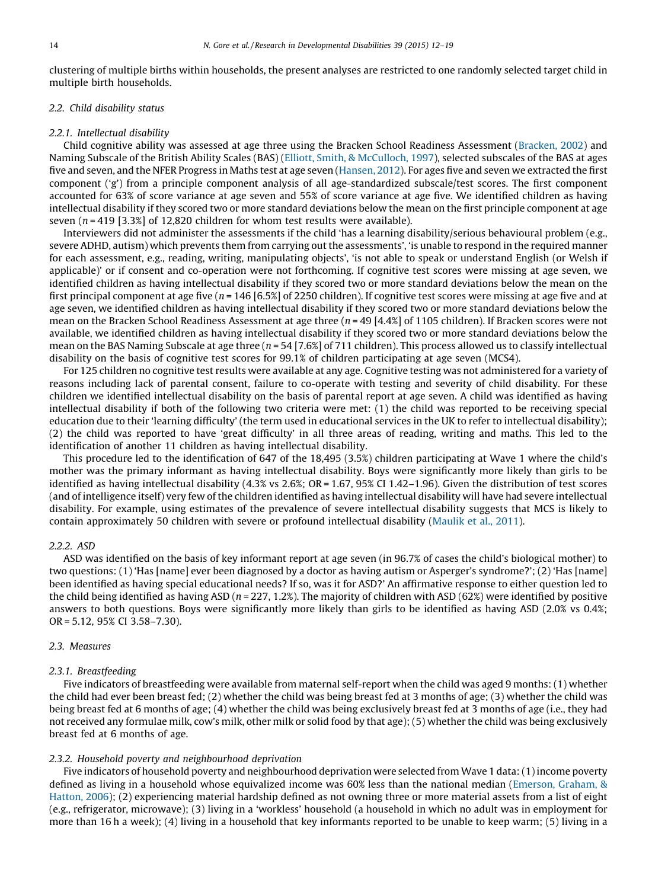clustering of multiple births within households, the present analyses are restricted to one randomly selected target child in multiple birth households.

### 2.2. Child disability status

#### 2.2.1. Intellectual disability

Child cognitive ability was assessed at age three using the Bracken School Readiness Assessment (Bracken, 2002) and Naming Subscale of the British Ability Scales (BAS) (Elliott, Smith, & McCulloch, 1997), selected subscales of the BAS at ages five and seven, and the NFER Progress in Maths test at age seven (Hansen, 2012). For ages five and seven we extracted the first component ('g') from a principle component analysis of all age-standardized subscale/test scores. The first component accounted for 63% of score variance at age seven and 55% of score variance at age five. We identified children as having intellectual disability if they scored two or more standard deviations below the mean on the first principle component at age seven ($n = 419$ [3.3%] of 12,820 children for whom test results were available).

Interviewers did not administer the assessments if the child 'has a learning disability/serious behavioural problem (e.g., severe ADHD, autism) which prevents them from carrying out the assessments', 'is unable to respond in the required manner for each assessment, e.g., reading, writing, manipulating objects', 'is not able to speak or understand English (or Welsh if applicable)' or if consent and co-operation were not forthcoming. If cognitive test scores were missing at age seven, we identified children as having intellectual disability if they scored two or more standard deviations below the mean on the first principal component at age five ($n = 146$ [6.5%] of 2250 children). If cognitive test scores were missing at age five and at age seven, we identified children as having intellectual disability if they scored two or more standard deviations below the mean on the Bracken School Readiness Assessment at age three ($n = 49$ [4.4%] of 1105 children). If Bracken scores were not available, we identified children as having intellectual disability if they scored two or more standard deviations below the mean on the BAS Naming Subscale at age three ($n = 54$ [7.6%] of 711 children). This process allowed us to classify intellectual disability on the basis of cognitive test scores for 99.1% of children participating at age seven (MCS4).

For 125 children no cognitive test results were available at any age. Cognitive testing was not administered for a variety of reasons including lack of parental consent, failure to co-operate with testing and severity of child disability. For these children we identified intellectual disability on the basis of parental report at age seven. A child was identified as having intellectual disability if both of the following two criteria were met: (1) the child was reported to be receiving special education due to their 'learning difficulty' (the term used in educational services in the UK to refer to intellectual disability); (2) the child was reported to have 'great difficulty' in all three areas of reading, writing and maths. This led to the identification of another 11 children as having intellectual disability.

This procedure led to the identification of 647 of the 18,495 (3.5%) children participating at Wave 1 where the child's mother was the primary informant as having intellectual disability. Boys were significantly more likely than girls to be identified as having intellectual disability (4.3% vs 2.6%; OR = 1.67, 95% CI 1.42–1.96). Given the distribution of test scores (and of intelligence itself) very few of the children identified as having intellectual disability will have had severe intellectual disability. For example, using estimates of the prevalence of severe intellectual disability suggests that MCS is likely to contain approximately 50 children with severe or profound intellectual disability (Maulik et al., 2011).

#### 2.2.2. ASD

ASD was identified on the basis of key informant report at age seven (in 96.7% of cases the child's biological mother) to two questions: (1) 'Has [name] ever been diagnosed by a doctor as having autism or Asperger's syndrome?'; (2) 'Has [name] been identified as having special educational needs? If so, was it for ASD?' An affirmative response to either question led to the child being identified as having ASD ($n = 227$, 1.2%). The majority of children with ASD (62%) were identified by positive answers to both questions. Boys were significantly more likely than girls to be identified as having ASD (2.0% vs 0.4%; OR = 5.12, 95% CI 3.58–7.30).

### 2.3. Measures

#### 2.3.1. Breastfeeding

Five indicators of breastfeeding were available from maternal self-report when the child was aged 9 months: (1) whether the child had ever been breast fed; (2) whether the child was being breast fed at 3 months of age; (3) whether the child was being breast fed at 6 months of age; (4) whether the child was being exclusively breast fed at 3 months of age (i.e., they had not received any formulae milk, cow's milk, other milk or solid food by that age); (5) whether the child was being exclusively breast fed at 6 months of age.

#### 2.3.2. Household poverty and neighbourhood deprivation

Five indicators of household poverty and neighbourhood deprivation were selected from Wave 1 data: (1) income poverty defined as living in a household whose equivalized income was 60% less than the national median (Emerson, Graham, & Hatton, 2006); (2) experiencing material hardship defined as not owning three or more material assets from a list of eight (e.g., refrigerator, microwave); (3) living in a 'workless' household (a household in which no adult was in employment for more than 16 h a week); (4) living in a household that key informants reported to be unable to keep warm; (5) living in a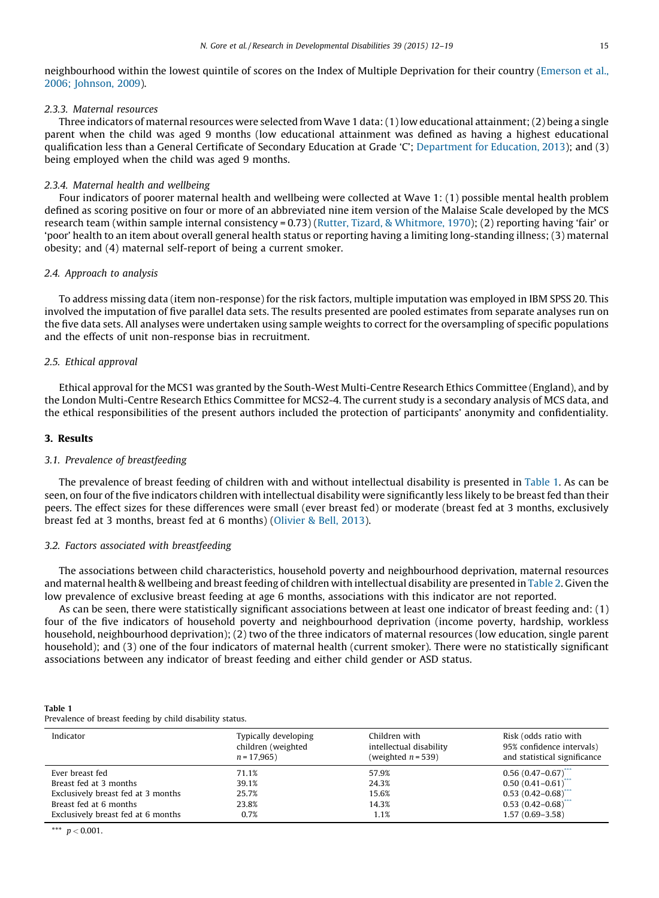neighbourhood within the lowest quintile of scores on the Index of Multiple Deprivation for their country (Emerson et al., 2006; Johnson, 2009).

#### 2.3.3. Maternal resources

Three indicators of maternal resources were selected from Wave 1 data: (1) low educational attainment; (2) being a single parent when the child was aged 9 months (low educational attainment was defined as having a highest educational qualification less than a General Certificate of Secondary Education at Grade 'C'; Department for Education, 2013); and (3) being employed when the child was aged 9 months.

#### 2.3.4. Maternal health and wellbeing

Four indicators of poorer maternal health and wellbeing were collected at Wave 1: (1) possible mental health problem defined as scoring positive on four or more of an abbreviated nine item version of the Malaise Scale developed by the MCS research team (within sample internal consistency = 0.73) (Rutter, Tizard, & Whitmore, 1970); (2) reporting having 'fair' or 'poor' health to an item about overall general health status or reporting having a limiting long-standing illness; (3) maternal obesity; and (4) maternal self-report of being a current smoker.

### 2.4. Approach to analysis

To address missing data (item non-response) for the risk factors, multiple imputation was employed in IBM SPSS 20. This involved the imputation of five parallel data sets. The results presented are pooled estimates from separate analyses run on the five data sets. All analyses were undertaken using sample weights to correct for the oversampling of specific populations and the effects of unit non-response bias in recruitment.

### 2.5. Ethical approval

Ethical approval for the MCS1 was granted by the South-West Multi-Centre Research Ethics Committee (England), and by the London Multi-Centre Research Ethics Committee for MCS2-4. The current study is a secondary analysis of MCS data, and the ethical responsibilities of the present authors included the protection of participants' anonymity and confidentiality.

## 3. Results

### 3.1. Prevalence of breastfeeding

The prevalence of breast feeding of children with and without intellectual disability is presented in Table 1. As can be seen, on four of the five indicators children with intellectual disability were significantly less likely to be breast fed than their peers. The effect sizes for these differences were small (ever breast fed) or moderate (breast fed at 3 months, exclusively breast fed at 3 months, breast fed at 6 months) (Olivier & Bell, 2013).

### 3.2. Factors associated with breastfeeding

The associations between child characteristics, household poverty and neighbourhood deprivation, maternal resources and maternal health & wellbeing and breast feeding of children with intellectual disability are presented in Table 2. Given the low prevalence of exclusive breast feeding at age 6 months, associations with this indicator are not reported.

As can be seen, there were statistically significant associations between at least one indicator of breast feeding and: (1) four of the five indicators of household poverty and neighbourhood deprivation (income poverty, hardship, workless household, neighbourhood deprivation); (2) two of the three indicators of maternal resources (low education, single parent household); and (3) one of the four indicators of maternal health (current smoker). There were no statistically significant associations between any indicator of breast feeding and either child gender or ASD status.

**Table 1**
Prevalence of breast feeding by child disability status.

| Indicator | Typically developing children (weighted $n = 17{,}965$) | Children with intellectual disability (weighted $n = 539$) | Risk (odds ratio with 95% confidence intervals) and statistical significance |
|---|---|---|---|
| Ever breast fed | 71.1% | 57.9% | 0.56 (0.47–0.67)*** |
| Breast fed at 3 months | 39.1% | 24.3% | 0.50 (0.41–0.61)*** |
| Exclusively breast fed at 3 months | 25.7% | 15.6% | 0.53 (0.42–0.68)*** |
| Breast fed at 6 months | 23.8% | 14.3% | 0.53 (0.42–0.68)*** |
| Exclusively breast fed at 6 months | 0.7% | 1.1% | 1.57 (0.69–3.58) |

*** $p < 0.001$.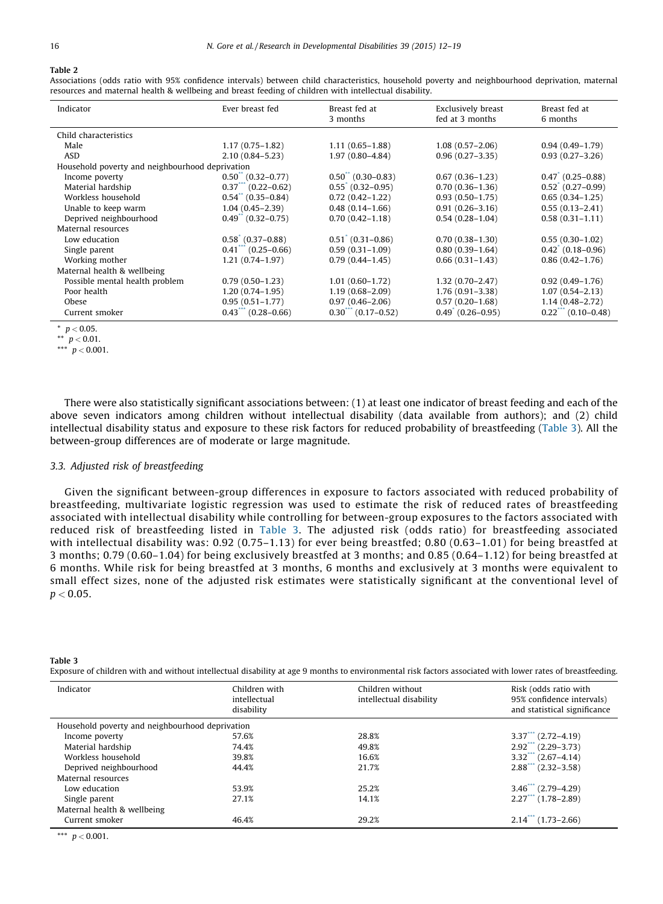**Table 2**

Associations (odds ratio with 95% confidence intervals) between child characteristics, household poverty and neighbourhood deprivation, maternal resources and maternal health & wellbeing and breast feeding of children with intellectual disability.

| Indicator | Ever breast fed | Breast fed at 3 months | Exclusively breast fed at 3 months | Breast fed at 6 months |
|---|---|---|---|---|
| Child characteristics | | | | |
| Male | 1.17 (0.75–1.82) | 1.11 (0.65–1.88) | 1.08 (0.57–2.06) | 0.94 (0.49–1.79) |
| ASD | 2.10 (0.84–5.23) | 1.97 (0.80–4.84) | 0.96 (0.27–3.35) | 0.93 (0.27–3.26) |
| Household poverty and neighbourhood deprivation | | | | |
| Income poverty | 0.50** (0.32–0.77) | 0.50** (0.30–0.83) | 0.67 (0.36–1.23) | 0.47* (0.25–0.88) |
| Material hardship | 0.37*** (0.22–0.62) | 0.55* (0.32–0.95) | 0.70 (0.36–1.36) | 0.52* (0.27–0.99) |
| Workless household | 0.54** (0.35–0.84) | 0.72 (0.42–1.22) | 0.93 (0.50–1.75) | 0.65 (0.34–1.25) |
| Unable to keep warm | 1.04 (0.45–2.39) | 0.48 (0.14–1.66) | 0.91 (0.26–3.16) | 0.55 (0.13–2.41) |
| Deprived neighbourhood | 0.49** (0.32–0.75) | 0.70 (0.42–1.18) | 0.54 (0.28–1.04) | 0.58 (0.31–1.11) |
| Maternal resources | | | | |
| Low education | 0.58* (0.37–0.88) | 0.51* (0.31–0.86) | 0.70 (0.38–1.30) | 0.55 (0.30–1.02) |
| Single parent | 0.41*** (0.25–0.66) | 0.59 (0.31–1.09) | 0.80 (0.39–1.64) | 0.42* (0.18–0.96) |
| Working mother | 1.21 (0.74–1.97) | 0.79 (0.44–1.45) | 0.66 (0.31–1.43) | 0.86 (0.42–1.76) |
| Maternal health & wellbeing | | | | |
| Possible mental health problem | 0.79 (0.50–1.23) | 1.01 (0.60–1.72) | 1.32 (0.70–2.47) | 0.92 (0.49–1.76) |
| Poor health | 1.20 (0.74–1.95) | 1.19 (0.68–2.09) | 1.76 (0.91–3.38) | 1.07 (0.54–2.13) |
| Obese | 0.95 (0.51–1.77) | 0.97 (0.46–2.06) | 0.57 (0.20–1.68) | 1.14 (0.48–2.72) |
| Current smoker | 0.43*** (0.28–0.66) | 0.30*** (0.17–0.52) | 0.49* (0.26–0.95) | 0.22*** (0.10–0.48) |

\* $p < 0.05$.
\*\* $p < 0.01$.
\*\*\* $p < 0.001$.

There were also statistically significant associations between: (1) at least one indicator of breast feeding and each of the above seven indicators among children without intellectual disability (data available from authors); and (2) child intellectual disability status and exposure to these risk factors for reduced probability of breastfeeding (Table 3). All the between-group differences are of moderate or large magnitude.

### 3.3. Adjusted risk of breastfeeding

Given the significant between-group differences in exposure to factors associated with reduced probability of breastfeeding, multivariate logistic regression was used to estimate the risk of reduced rates of breastfeeding associated with intellectual disability while controlling for between-group exposures to the factors associated with reduced risk of breastfeeding listed in Table 3. The adjusted risk (odds ratio) for breastfeeding associated with intellectual disability was: 0.92 (0.75–1.13) for ever being breastfed; 0.80 (0.63–1.01) for being breastfed at 3 months; 0.79 (0.60–1.04) for being exclusively breastfed at 3 months; and 0.85 (0.64–1.12) for being breastfed at 6 months. While risk for being breastfed at 3 months, 6 months and exclusively at 3 months were equivalent to small effect sizes, none of the adjusted risk estimates were statistically significant at the conventional level of $p < 0.05$.

**Table 3**

Exposure of children with and without intellectual disability at age 9 months to environmental risk factors associated with lower rates of breastfeeding.

| Indicator | Children with intellectual disability | Children without intellectual disability | Risk (odds ratio with 95% confidence intervals) and statistical significance |
|---|---|---|---|
| Household poverty and neighbourhood deprivation | | | |
| Income poverty | 57.6% | 28.8% | 3.37*** (2.72–4.19) |
| Material hardship | 74.4% | 49.8% | 2.92*** (2.29–3.73) |
| Workless household | 39.8% | 16.6% | 3.32*** (2.67–4.14) |
| Deprived neighbourhood | 44.4% | 21.7% | 2.88*** (2.32–3.58) |
| Maternal resources | | | |
| Low education | 53.9% | 25.2% | 3.46*** (2.79–4.29) |
| Single parent | 27.1% | 14.1% | 2.27*** (1.78–2.89) |
| Maternal health & wellbeing | | | |
| Current smoker | 46.4% | 29.2% | 2.14*** (1.73–2.66) |

\*\*\* $p < 0.001$.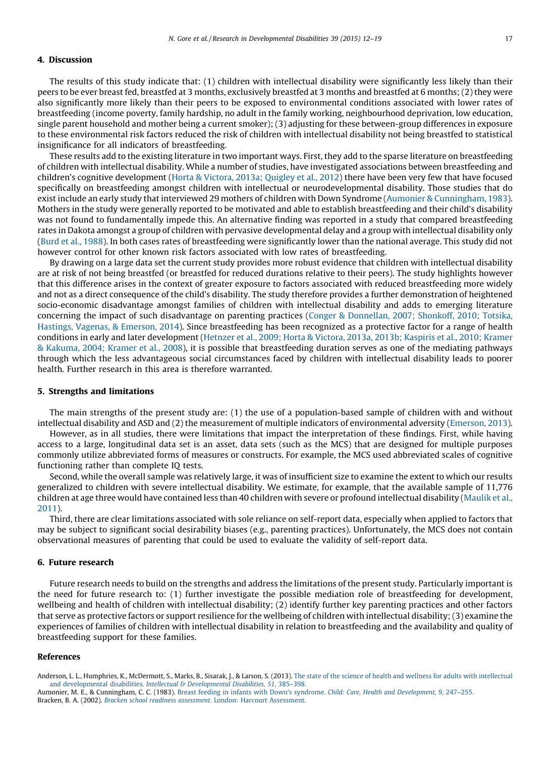## 4. Discussion

The results of this study indicate that: (1) children with intellectual disability were significantly less likely than their peers to be ever breast fed, breastfed at 3 months, exclusively breastfed at 3 months and breastfed at 6 months; (2) they were also significantly more likely than their peers to be exposed to environmental conditions associated with lower rates of breastfeeding (income poverty, family hardship, no adult in the family working, neighbourhood deprivation, low education, single parent household and mother being a current smoker); (3) adjusting for these between-group differences in exposure to these environmental risk factors reduced the risk of children with intellectual disability not being breastfed to statistical insignificance for all indicators of breastfeeding.

These results add to the existing literature in two important ways. First, they add to the sparse literature on breastfeeding of children with intellectual disability. While a number of studies, have investigated associations between breastfeeding and children's cognitive development (Horta & Victora, 2013a; Quigley et al., 2012) there have been very few that have focused specifically on breastfeeding amongst children with intellectual or neurodevelopmental disability. Those studies that do exist include an early study that interviewed 29 mothers of children with Down Syndrome (Aumonier & Cunningham, 1983). Mothers in the study were generally reported to be motivated and able to establish breastfeeding and their child's disability was not found to fundamentally impede this. An alternative finding was reported in a study that compared breastfeeding rates in Dakota amongst a group of children with pervasive developmental delay and a group with intellectual disability only (Burd et al., 1988). In both cases rates of breastfeeding were significantly lower than the national average. This study did not however control for other known risk factors associated with low rates of breastfeeding.

By drawing on a large data set the current study provides more robust evidence that children with intellectual disability are at risk of not being breastfed (or breastfed for reduced durations relative to their peers). The study highlights however that this difference arises in the context of greater exposure to factors associated with reduced breastfeeding more widely and not as a direct consequence of the child's disability. The study therefore provides a further demonstration of heightened socio-economic disadvantage amongst families of children with intellectual disability and adds to emerging literature concerning the impact of such disadvantage on parenting practices (Conger & Donnellan, 2007; Shonkoff, 2010; Totsika, Hastings, Vagenas, & Emerson, 2014). Since breastfeeding has been recognized as a protective factor for a range of health conditions in early and later development (Hetnzer et al., 2009; Horta & Victora, 2013a, 2013b; Kaspiris et al., 2010; Kramer & Kakuma, 2004; Kramer et al., 2008), it is possible that breastfeeding duration serves as one of the mediating pathways through which the less advantageous social circumstances faced by children with intellectual disability leads to poorer health. Further research in this area is therefore warranted.

## 5. Strengths and limitations

The main strengths of the present study are: (1) the use of a population-based sample of children with and without intellectual disability and ASD and (2) the measurement of multiple indicators of environmental adversity (Emerson, 2013).

However, as in all studies, there were limitations that impact the interpretation of these findings. First, while having access to a large, longitudinal data set is an asset, data sets (such as the MCS) that are designed for multiple purposes commonly utilize abbreviated forms of measures or constructs. For example, the MCS used abbreviated scales of cognitive functioning rather than complete IQ tests.

Second, while the overall sample was relatively large, it was of insufficient size to examine the extent to which our results generalized to children with severe intellectual disability. We estimate, for example, that the available sample of 11,776 children at age three would have contained less than 40 children with severe or profound intellectual disability (Maulik et al., 2011).

Third, there are clear limitations associated with sole reliance on self-report data, especially when applied to factors that may be subject to significant social desirability biases (e.g., parenting practices). Unfortunately, the MCS does not contain observational measures of parenting that could be used to evaluate the validity of self-report data.

## 6. Future research

Future research needs to build on the strengths and address the limitations of the present study. Particularly important is the need for future research to: (1) further investigate the possible mediation role of breastfeeding for development, wellbeing and health of children with intellectual disability; (2) identify further key parenting practices and other factors that serve as protective factors or support resilience for the wellbeing of children with intellectual disability; (3) examine the experiences of families of children with intellectual disability in relation to breastfeeding and the availability and quality of breastfeeding support for these families.

## References

Anderson, L. L., Humphries, K., McDermott, S., Marks, B., Sisarak, J., & Larson, S. (2013). The state of the science of health and wellness for adults with intellectual and developmental disabilities. *Intellectual & Developmental Disabilities, 51*, 385–398.

Aumonier, M. E., & Cunningham, C. C. (1983). Breast feeding in infants with Down's syndrome. *Child: Care, Health and Development, 9*, 247–255.

Bracken, B. A. (2002). *Bracken school readiness assessment*. London: Harcourt Assessment.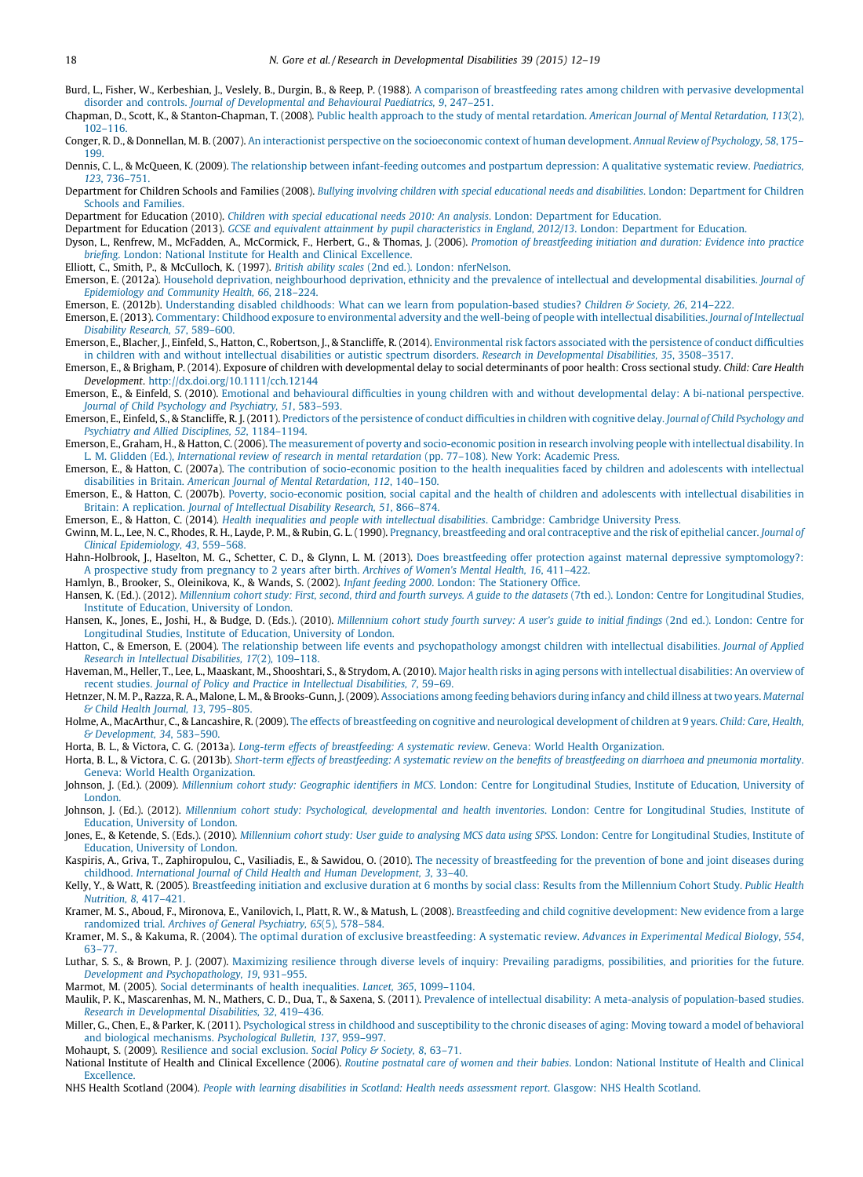Burd, L., Fisher, W., Kerbeshian, J., Vesley, B., Durgin, B., & Reep, P. (1988). A comparison of breastfeeding rates among children with pervasive developmental disorder and controls. *Journal of Developmental and Behavioural Paediatrics, 9*, 247–251.

Chapman, D., Scott, K., & Stanton-Chapman, T. (2008). Public health approach to the study of mental retardation. *American Journal of Mental Retardation, 113*(2), 102–116.

Conger, R. D., & Donnellan, M. B. (2007). An interactionist perspective on the socioeconomic context of human development. *Annual Review of Psychology, 58*, 175–199.

Dennis, C. L., & McQueen, K. (2009). The relationship between infant-feeding outcomes and postpartum depression: A qualitative systematic review. *Paediatrics, 123*, 736–751.

Department for Children Schools and Families (2008). *Bullying involving children with special educational needs and disabilities*. London: Department for Children Schools and Families.

Department for Education (2010). *Children with special educational needs 2010: An analysis*. London: Department for Education.

Department for Education (2013). *GCSE and equivalent attainment by pupil characteristics in England, 2012/13*. London: Department for Education.

Dyson, L., Renfrew, M., McFadden, A., McCormick, F., Herbert, G., & Thomas, J. (2006). *Promotion of breastfeeding initiation and duration: Evidence into practice briefing*. London: National Institute for Health and Clinical Excellence.

Elliott, C., Smith, P., & McCulloch, K. (1997). *British ability scales* (2nd ed.). London: nferNelson.

Emerson, E. (2012a). Household deprivation, neighbourhood deprivation, ethnicity and the prevalence of intellectual and developmental disabilities. *Journal of Epidemiology and Community Health, 66*, 218–224.

Emerson, E. (2012b). Understanding disabled childhoods: What can we learn from population-based studies? *Children & Society, 26*, 214–222.

Emerson, E. (2013). Commentary: Childhood exposure to environmental adversity and the well-being of people with intellectual disabilities. *Journal of Intellectual Disability Research, 57*, 589–600.

Emerson, E., Blacher, J., Einfeld, S., Hatton, C., Robertson, J., & Stancliffe, R. (2014). Environmental risk factors associated with the persistence of conduct difficulties in children with and without intellectual disabilities or autistic spectrum disorders. *Research in Developmental Disabilities, 35*, 3508–3517.

Emerson, E., & Brigham, P. (2014). Exposure of children with developmental delay to social determinants of poor health: Cross sectional study. *Child: Care Health Development*. http://dx.doi.org/10.1111/cch.12144

Emerson, E., & Einfeld, S. (2010). Emotional and behavioural difficulties in young children with and without developmental delay: A bi-national perspective. *Journal of Child Psychology and Psychiatry, 51*, 583–593.

Emerson, E., Einfeld, S., & Stancliffe, R. J. (2011). Predictors of the persistence of conduct difficulties in children with cognitive delay. *Journal of Child Psychology and Psychiatry and Allied Disciplines, 52*, 1184–1194.

Emerson, E., Graham, H., & Hatton, C. (2006). The measurement of poverty and socio-economic position in research involving people with intellectual disability. In L. M. Glidden (Ed.), *International review of research in mental retardation* (pp. 77–108). New York: Academic Press.

Emerson, E., & Hatton, C. (2007a). The contribution of socio-economic position to the health inequalities faced by children and adolescents with intellectual disabilities in Britain. *American Journal of Mental Retardation, 112*, 140–150.

Emerson, E., & Hatton, C. (2007b). Poverty, socio-economic position, social capital and the health of children and adolescents with intellectual disabilities in Britain: A replication. *Journal of Intellectual Disability Research, 51*, 866–874.

Emerson, E., & Hatton, C. (2014). *Health inequalities and people with intellectual disabilities*. Cambridge: Cambridge University Press.

Gwinn, M. L., Lee, N. C., Rhodes, R. H., Layde, P. M., & Rubin, G. L. (1990). Pregnancy, breastfeeding and oral contraceptive and the risk of epithelial cancer. *Journal of Clinical Epidemiology, 43*, 559–568.

Hahn-Holbrook, J., Haselton, M. G., Schetter, C. D., & Glynn, L. M. (2013). Does breastfeeding offer protection against maternal depressive symptomology?: A prospective study from pregnancy to 2 years after birth. *Archives of Women's Mental Health, 16*, 411–422.

Hamlyn, B., Brooker, S., Oleinikova, K., & Wands, S. (2002). *Infant feeding 2000*. London: The Stationery Office.

Hansen, K. (Ed.). (2012). *Millennium cohort study: First, second, third and fourth surveys. A guide to the datasets* (7th ed.). London: Centre for Longitudinal Studies, Institute of Education, University of London.

Hansen, K., Jones, E., Joshi, H., & Budge, D. (Eds.). (2010). *Millennium cohort study fourth survey: A user's guide to initial findings* (2nd ed.). London: Centre for Longitudinal Studies, Institute of Education, University of London.

Hatton, C., & Emerson, E. (2004). The relationship between life events and psychopathology amongst children with intellectual disabilities. *Journal of Applied Research in Intellectual Disabilities, 17*(2), 109–118.

Haveman, M., Heller, T., Lee, L., Maaskant, M., Shooshtari, S., & Strydom, A. (2010). Major health risks in aging persons with intellectual disabilities: An overview of recent studies. *Journal of Policy and Practice in Intellectual Disabilities, 7*, 59–69.

Hetzner, N. M. P., Razza, R. A., Malone, L. M., & Brooks-Gunn, J. (2009). Associations among feeding behaviors during infancy and child illness at two years. *Maternal & Child Health Journal, 13*, 795–805.

Holme, A., MacArthur, C., & Lancashire, R. (2009). The effects of breastfeeding on cognitive and neurological development of children at 9 years. *Child: Care, Health, & Development, 34*, 583–590.

Horta, B. L., & Victora, C. G. (2013a). *Long-term effects of breastfeeding: A systematic review*. Geneva: World Health Organization.

Horta, B. L., & Victora, C. G. (2013b). *Short-term effects of breastfeeding: A systematic review on the benefits of breastfeeding on diarrhoea and pneumonia mortality*. Geneva: World Health Organization.

Johnson, J. (Ed.). (2009). *Millennium cohort study: Geographic identifiers in MCS*. London: Centre for Longitudinal Studies, Institute of Education, University of London.

Johnson, J. (Ed.). (2012). *Millennium cohort study: Psychological, developmental and health inventories*. London: Centre for Longitudinal Studies, Institute of Education, University of London.

Jones, E., & Ketende, S. (Eds.). (2010). *Millennium cohort study: User guide to analysing MCS data using SPSS*. London: Centre for Longitudinal Studies, Institute of Education, University of London.

Kaspiris, A., Griva, T., Zaphiropulou, C., Vasiliadis, E., & Sawidou, O. (2010). The necessity of breastfeeding for the prevention of bone and joint diseases during childhood. *International Journal of Child Health and Human Development, 3*, 33–40.

Kelly, Y., & Watt, R. (2005). Breastfeeding initiation and exclusive duration at 6 months by social class: Results from the Millennium Cohort Study. *Public Health Nutrition, 8*, 417–421.

Kramer, M. S., Aboud, F., Mironova, E., Vanilovich, I., Platt, R. W., & Matush, L. (2008). Breastfeeding and child cognitive development: New evidence from a large randomized trial. *Archives of General Psychiatry, 65*(5), 578–584.

Kramer, M. S., & Kakuma, R. (2004). The optimal duration of exclusive breastfeeding: A systematic review. *Advances in Experimental Medical Biology, 554*, 63–77.

Luthar, S. S., & Brown, P. J. (2007). Maximizing resilience through diverse levels of inquiry: Prevailing paradigms, possibilities, and priorities for the future. *Development and Psychopathology, 19*, 931–955.

Marmot, M. (2005). Social determinants of health inequalities. *Lancet, 365*, 1099–1104.

Maulik, P. K., Mascarenhas, M. N., Mathers, C. D., Dua, T., & Saxena, S. (2011). Prevalence of intellectual disability: A meta-analysis of population-based studies. *Research in Developmental Disabilities, 32*, 419–436.

Miller, G., Chen, E., & Parker, K. (2011). Psychological stress in childhood and susceptibility to the chronic diseases of aging: Moving toward a model of behavioral and biological mechanisms. *Psychological Bulletin, 137*, 959–997.

Mohaupt, S. (2009). Resilience and social exclusion. *Social Policy & Society, 8*, 63–71.

National Institute of Health and Clinical Excellence (2006). *Routine postnatal care of women and their babies*. London: National Institute of Health and Clinical Excellence.

NHS Health Scotland (2004). *People with learning disabilities in Scotland: Health needs assessment report*. Glasgow: NHS Health Scotland.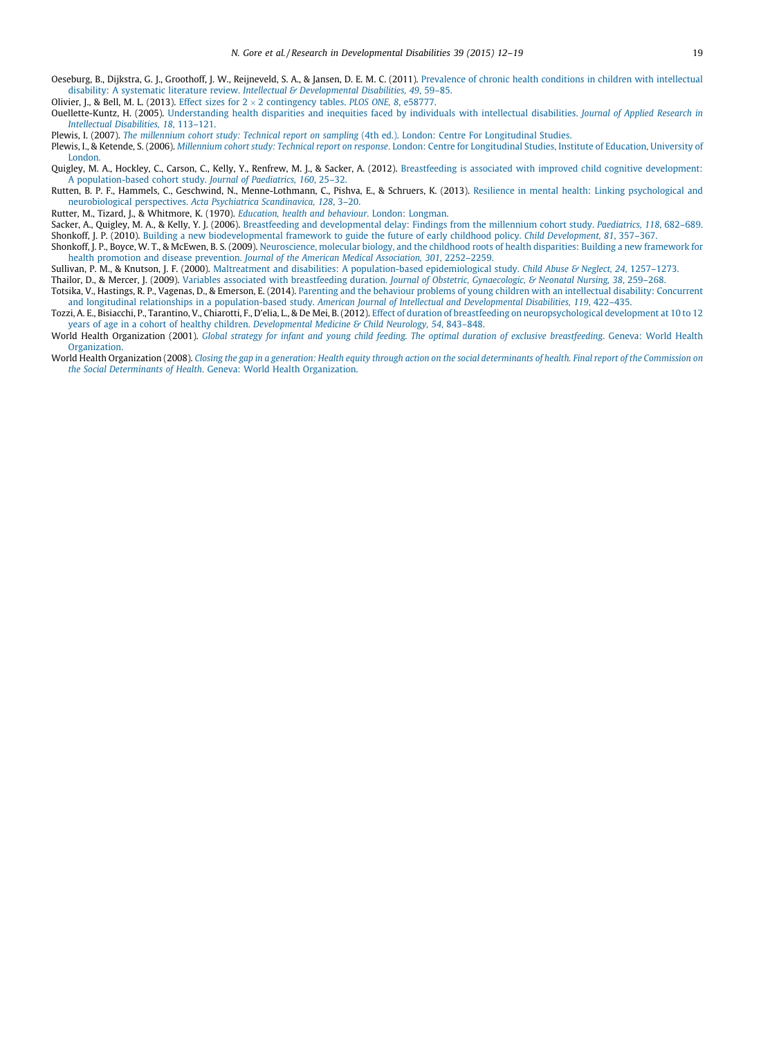Oeseburg, B., Dijkstra, G. J., Groothoff, J. W., Reijneveld, S. A., & Jansen, D. E. M. C. (2011). Prevalence of chronic health conditions in children with intellectual disability: A systematic literature review. *Intellectual & Developmental Disabilities, 49*, 59–85.

Olivier, J., & Bell, M. L. (2013). Effect sizes for 2 × 2 contingency tables. *PLOS ONE, 8*, e58777.

Ouellette-Kuntz, H. (2005). Understanding health disparities and inequities faced by individuals with intellectual disabilities. *Journal of Applied Research in Intellectual Disabilities, 18*, 113–121.

Plewis, I. (2007). *The millennium cohort study: Technical report on sampling* (4th ed.). London: Centre For Longitudinal Studies.

Plewis, I., & Ketende, S. (2006). *Millennium cohort study: Technical report on response*. London: Centre for Longitudinal Studies, Institute of Education, University of London.

Quigley, M. A., Hockley, C., Carson, C., Kelly, Y., Renfrew, M. J., & Sacker, A. (2012). Breastfeeding is associated with improved child cognitive development: A population-based cohort study. *Journal of Paediatrics, 160*, 25–32.

Rutten, B. P. F., Hammels, C., Geschwind, N., Menne-Lothmann, C., Pishva, E., & Schruers, K. (2013). Resilience in mental health: Linking psychological and neurobiological perspectives. *Acta Psychiatrica Scandinavica, 128*, 3–20.

Rutter, M., Tizard, J., & Whitmore, K. (1970). *Education, health and behaviour*. London: Longman.

Sacker, A., Quigley, M. A., & Kelly, Y. J. (2006). Breastfeeding and developmental delay: Findings from the millennium cohort study. *Paediatrics, 118*, 682–689.

Shonkoff, J. P. (2010). Building a new biodevelopmental framework to guide the future of early childhood policy. *Child Development, 81*, 357–367.

Shonkoff, J. P., Boyce, W. T., & McEwen, B. S. (2009). Neuroscience, molecular biology, and the childhood roots of health disparities: Building a new framework for health promotion and disease prevention. *Journal of the American Medical Association, 301*, 2252–2259.

Sullivan, P. M., & Knutson, J. F. (2000). Maltreatment and disabilities: A population-based epidemiological study. *Child Abuse & Neglect, 24*, 1257–1273.

Thailor, D., & Mercer, J. (2009). Variables associated with breastfeeding duration. *Journal of Obstetric, Gynaecologic, & Neonatal Nursing, 38*, 259–268.

Totsika, V., Hastings, R. P., Vagenas, D., & Emerson, E. (2014). Parenting and the behaviour problems of young children with an intellectual disability: Concurrent and longitudinal relationships in a population-based study. *American Journal of Intellectual and Developmental Disabilities, 119*, 422–435.

Tozzi, A. E., Bisiacchi, P., Tarantino, V., Chiarotti, F., D'elia, L., & De Mei, B. (2012). Effect of duration of breastfeeding on neuropsychological development at 10 to 12 years of age in a cohort of healthy children. *Developmental Medicine & Child Neurology, 54*, 843–848.

World Health Organization (2001). *Global strategy for infant and young child feeding. The optimal duration of exclusive breastfeeding*. Geneva: World Health Organization.

World Health Organization (2008). *Closing the gap in a generation: Health equity through action on the social determinants of health. Final report of the Commission on the Social Determinants of Health*. Geneva: World Health Organization.